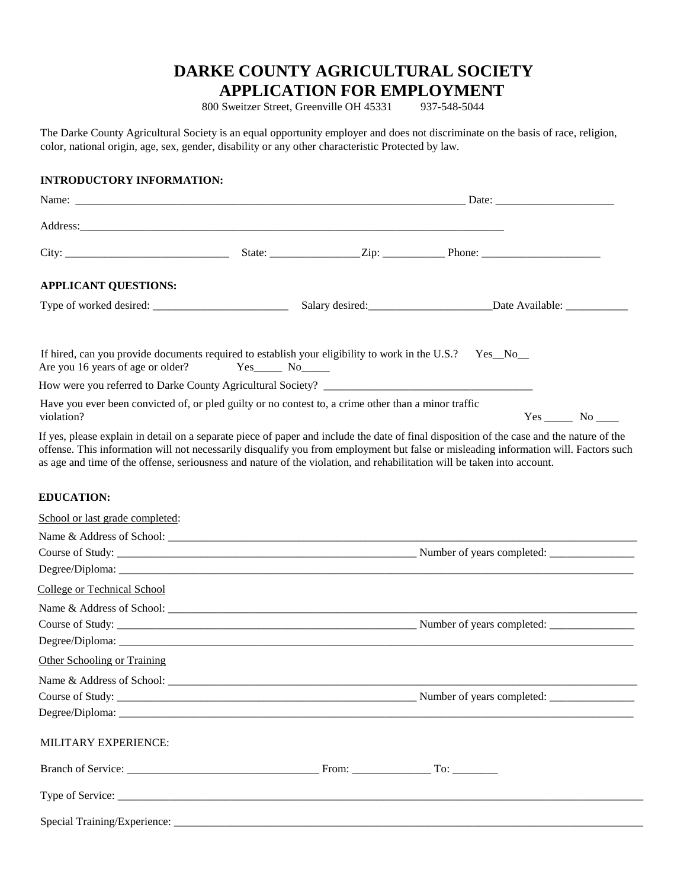# DARKE COUNTY AGRICULTURAL SOCIETY
## APPLICATION FOR EMPLOYMENT

800 Sweitzer Street, Greenville OH 45331     937-548-5044

The Darke County Agricultural Society is an equal opportunity employer and does not discriminate on the basis of race, religion, color, national origin, age, sex, gender, disability or any other characteristic Protected by law.

**INTRODUCTORY INFORMATION:**

Name: ___________________________________________________________________________ Date: _____________________

Address:_________________________________________________________________________________

City: _____________________________ State: ________________Zip: ___________ Phone: _____________________

**APPLICANT QUESTIONS:**

Type of worked desired: ________________________ Salary desired:______________________Date Available: ___________

If hired, can you provide documents required to establish your eligibility to work in the U.S.? Yes__No__

Are you 16 years of age or older? Yes_____ No_____

How were you referred to Darke County Agricultural Society? _____________________________________

Have you ever been convicted of, or pled guilty or no contest to, a crime other than a minor traffic violation? Yes _____ No ____

If yes, please explain in detail on a separate piece of paper and include the date of final disposition of the case and the nature of the offense. This information will not necessarily disqualify you from employment but false or misleading information will. Factors such as age and time of the offense, seriousness and nature of the violation, and rehabilitation will be taken into account.

**EDUCATION:**

School or last grade completed:

Name & Address of School: ____________________________________________________________________________________

Course of Study: _________________________________________________________ Number of years completed: _______________

Degree/Diploma: __________________________________________________________________________________________

College or Technical School

Name & Address of School: ____________________________________________________________________________________

Course of Study: _________________________________________________________ Number of years completed: _______________

Degree/Diploma: __________________________________________________________________________________________

Other Schooling or Training

Name & Address of School: ____________________________________________________________________________________

Course of Study: _________________________________________________________ Number of years completed: _______________

Degree/Diploma: __________________________________________________________________________________________

MILITARY EXPERIENCE:

Branch of Service: __________________________________ From: ______________ To: ________

Type of Service: ___________________________________________________________________________________________

Special Training/Experience: __________________________________________________________________________________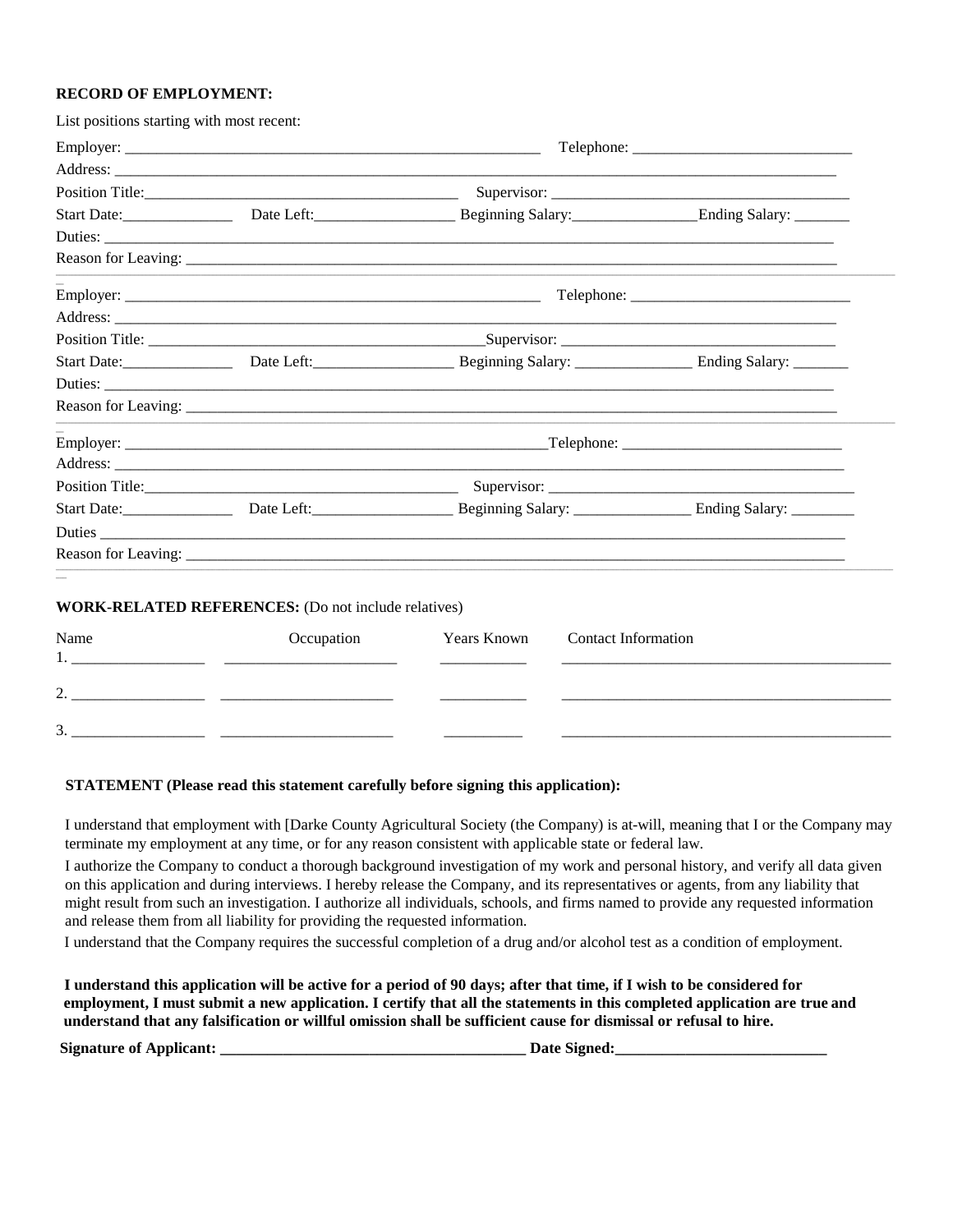**RECORD OF EMPLOYMENT:**

List positions starting with most recent:

Employer: ________________________________________________________ Telephone: ____________________________

Address: ____________________________________________________________________________________________

Position Title:_________________________________________ Supervisor: _____________________________________

Start Date:______________ Date Left:__________________ Beginning Salary:________________Ending Salary: _______

Duties: _____________________________________________________________________________________________

Reason for Leaving: ___________________________________________________________________________________

---

Employer: ________________________________________________________ Telephone: ____________________________

Address: ____________________________________________________________________________________________

Position Title: ___________________________________________Supervisor: ___________________________________

Start Date:______________ Date Left:__________________ Beginning Salary: _______________ Ending Salary: _______

Duties: _____________________________________________________________________________________________

Reason for Leaving: ___________________________________________________________________________________

---

Employer: ________________________________________________________Telephone: ____________________________

Address: ____________________________________________________________________________________________

Position Title:_________________________________________ Supervisor: _____________________________________

Start Date:______________ Date Left:__________________ Beginning Salary: _______________ Ending Salary: ________

Duties ______________________________________________________________________________________________

Reason for Leaving: ___________________________________________________________________________________

---

**WORK-RELATED REFERENCES:** (Do not include relatives)

| Name | Occupation | Years Known | Contact Information |
|---|---|---|---|
| 1. _________________ | ______________________ | ___________ | __________________________________________ |
| 2. _________________ | ______________________ | ___________ | __________________________________________ |
| 3. _________________ | ______________________ | __________ | __________________________________________ |

**STATEMENT (Please read this statement carefully before signing this application):**

I understand that employment with [Darke County Agricultural Society (the Company) is at-will, meaning that I or the Company may terminate my employment at any time, or for any reason consistent with applicable state or federal law.

I authorize the Company to conduct a thorough background investigation of my work and personal history, and verify all data given on this application and during interviews. I hereby release the Company, and its representatives or agents, from any liability that might result from such an investigation. I authorize all individuals, schools, and firms named to provide any requested information and release them from all liability for providing the requested information.

I understand that the Company requires the successful completion of a drug and/or alcohol test as a condition of employment.

**I understand this application will be active for a period of 90 days; after that time, if I wish to be considered for employment, I must submit a new application. I certify that all the statements in this completed application are true and understand that any falsification or willful omission shall be sufficient cause for dismissal or refusal to hire.**

**Signature of Applicant: _______________________________________ Date Signed:___________________________**